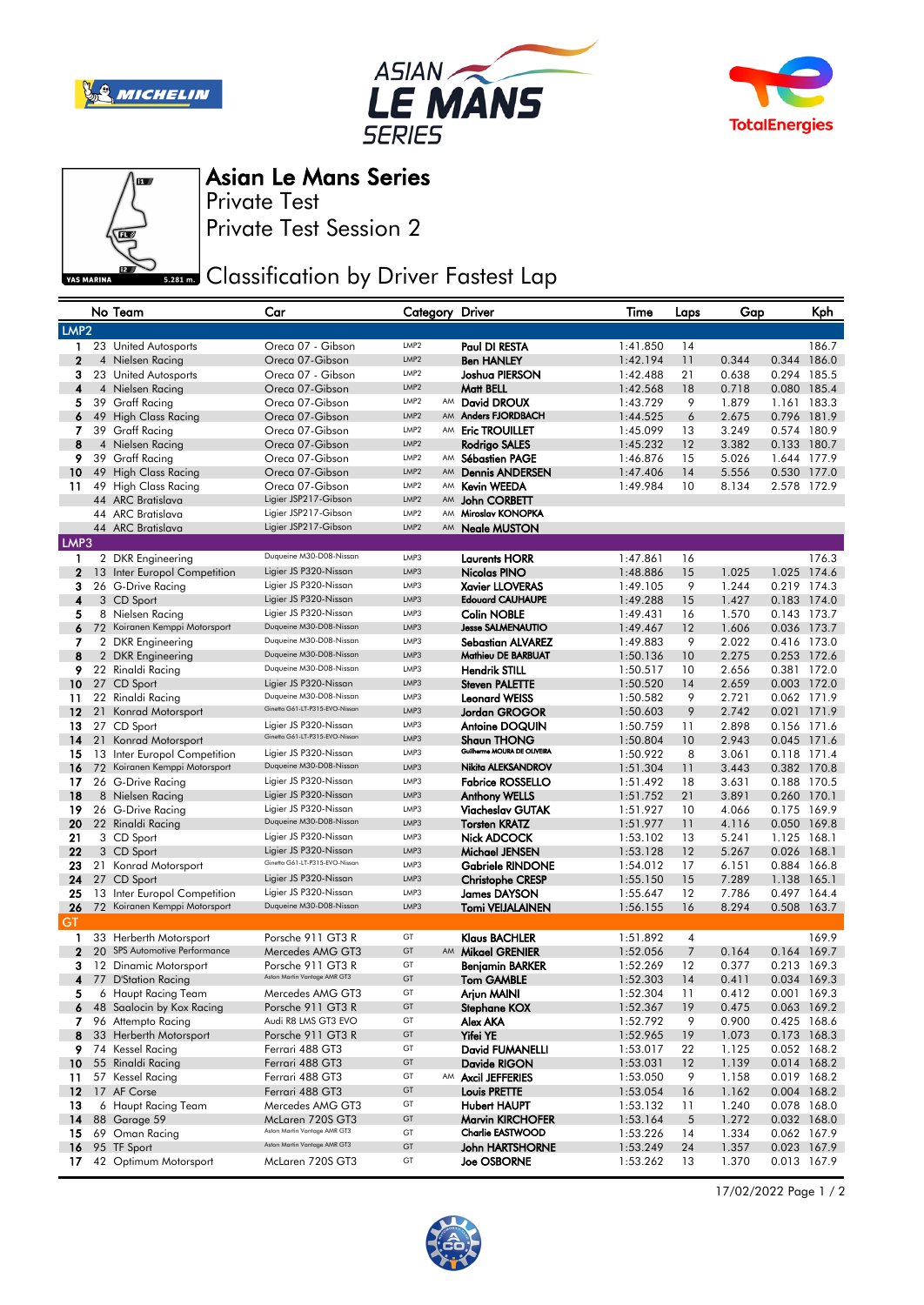# Asian Le Mans Series

Private Test

Private Test Session 2

## Classification by Driver Fastest Lap

| | No | Team | Car | Category | | Driver | Time | Laps | Gap | | Kph |
|---|---|---|---|---|---|---|---|---|---|---|---|
| **LMP2** | | | | | | | | | | | |
| 1 | 23 | United Autosports | Oreca 07 - Gibson | LMP2 | | Paul DI RESTA | 1:41.850 | 14 | | | 186.7 |
| 2 | 4 | Nielsen Racing | Oreca 07-Gibson | LMP2 | | Ben HANLEY | 1:42.194 | 11 | 0.344 | 0.344 | 186.0 |
| 3 | 23 | United Autosports | Oreca 07 - Gibson | LMP2 | | Joshua PIERSON | 1:42.488 | 21 | 0.638 | 0.294 | 185.5 |
| 4 | 4 | Nielsen Racing | Oreca 07-Gibson | LMP2 | | Matt BELL | 1:42.568 | 18 | 0.718 | 0.080 | 185.4 |
| 5 | 39 | Graff Racing | Oreca 07-Gibson | LMP2 | AM | David DROUX | 1:43.729 | 9 | 1.879 | 1.161 | 183.3 |
| 6 | 49 | High Class Racing | Oreca 07-Gibson | LMP2 | AM | Anders FJORDBACH | 1:44.525 | 6 | 2.675 | 0.796 | 181.9 |
| 7 | 39 | Graff Racing | Oreca 07-Gibson | LMP2 | AM | Eric TROUILLET | 1:45.099 | 13 | 3.249 | 0.574 | 180.9 |
| 8 | 4 | Nielsen Racing | Oreca 07-Gibson | LMP2 | | Rodrigo SALES | 1:45.232 | 12 | 3.382 | 0.133 | 180.7 |
| 9 | 39 | Graff Racing | Oreca 07-Gibson | LMP2 | AM | Sébastien PAGE | 1:46.876 | 15 | 5.026 | 1.644 | 177.9 |
| 10 | 49 | High Class Racing | Oreca 07-Gibson | LMP2 | AM | Dennis ANDERSEN | 1:47.406 | 14 | 5.556 | 0.530 | 177.0 |
| 11 | 49 | High Class Racing | Oreca 07-Gibson | LMP2 | AM | Kevin WEEDA | 1:49.984 | 10 | 8.134 | 2.578 | 172.9 |
| | 44 | ARC Bratislava | Ligier JSP217-Gibson | LMP2 | AM | John CORBETT | | | | | |
| | 44 | ARC Bratislava | Ligier JSP217-Gibson | LMP2 | AM | Miroslav KONOPKA | | | | | |
| | 44 | ARC Bratislava | Ligier JSP217-Gibson | LMP2 | AM | Neale MUSTON | | | | | |
| **LMP3** | | | | | | | | | | | |
| 1 | 2 | DKR Engineering | Duqueine M30-D08-Nissan | LMP3 | | Laurents HORR | 1:47.861 | 16 | | | 176.3 |
| 2 | 13 | Inter Europol Competition | Ligier JS P320-Nissan | LMP3 | | Nicolas PINO | 1:48.886 | 15 | 1.025 | 1.025 | 174.6 |
| 3 | 26 | G-Drive Racing | Ligier JS P320-Nissan | LMP3 | | Xavier LLOVERAS | 1:49.105 | 9 | 1.244 | 0.219 | 174.3 |
| 4 | 3 | CD Sport | Ligier JS P320-Nissan | LMP3 | | Edouard CAUHAUPE | 1:49.288 | 15 | 1.427 | 0.183 | 174.0 |
| 5 | 8 | Nielsen Racing | Ligier JS P320-Nissan | LMP3 | | Colin NOBLE | 1:49.431 | 16 | 1.570 | 0.143 | 173.7 |
| 6 | 72 | Koiranen Kemppi Motorsport | Duqueine M30-D08-Nissan | LMP3 | | Jesse SALMENAUTIO | 1:49.467 | 12 | 1.606 | 0.036 | 173.7 |
| 7 | 2 | DKR Engineering | Duqueine M30-D08-Nissan | LMP3 | | Sebastian ALVAREZ | 1:49.883 | 9 | 2.022 | 0.416 | 173.0 |
| 8 | 2 | DKR Engineering | Duqueine M30-D08-Nissan | LMP3 | | Mathieu DE BARBUAT | 1:50.136 | 10 | 2.275 | 0.253 | 172.6 |
| 9 | 22 | Rinaldi Racing | Duqueine M30-D08-Nissan | LMP3 | | Hendrik STILL | 1:50.517 | 10 | 2.656 | 0.381 | 172.0 |
| 10 | 27 | CD Sport | Ligier JS P320-Nissan | LMP3 | | Steven PALETTE | 1:50.520 | 14 | 2.659 | 0.003 | 172.0 |
| 11 | 22 | Rinaldi Racing | Duqueine M30-D08-Nissan | LMP3 | | Leonard WEISS | 1:50.582 | 9 | 2.721 | 0.062 | 171.9 |
| 12 | 21 | Konrad Motorsport | Ginetta G61-LT-P315-EVO-Nissan | LMP3 | | Jordan GROGOR | 1:50.603 | 9 | 2.742 | 0.021 | 171.9 |
| 13 | 27 | CD Sport | Ligier JS P320-Nissan | LMP3 | | Antoine DOQUIN | 1:50.759 | 11 | 2.898 | 0.156 | 171.6 |
| 14 | 21 | Konrad Motorsport | Ginetta G61-LT-P315-EVO-Nissan | LMP3 | | Shaun THONG | 1:50.804 | 10 | 2.943 | 0.045 | 171.6 |
| 15 | 13 | Inter Europol Competition | Ligier JS P320-Nissan | LMP3 | | Guilherme MOURA DE OLIVEIRA | 1:50.922 | 8 | 3.061 | 0.118 | 171.4 |
| 16 | 72 | Koiranen Kemppi Motorsport | Duqueine M30-D08-Nissan | LMP3 | | Nikita ALEKSANDROV | 1:51.304 | 11 | 3.443 | 0.382 | 170.8 |
| 17 | 26 | G-Drive Racing | Ligier JS P320-Nissan | LMP3 | | Fabrice ROSSELLO | 1:51.492 | 18 | 3.631 | 0.188 | 170.5 |
| 18 | 8 | Nielsen Racing | Ligier JS P320-Nissan | LMP3 | | Anthony WELLS | 1:51.752 | 21 | 3.891 | 0.260 | 170.1 |
| 19 | 26 | G-Drive Racing | Ligier JS P320-Nissan | LMP3 | | Viacheslav GUTAK | 1:51.927 | 10 | 4.066 | 0.175 | 169.9 |
| 20 | 22 | Rinaldi Racing | Duqueine M30-D08-Nissan | LMP3 | | Torsten KRATZ | 1:51.977 | 11 | 4.116 | 0.050 | 169.8 |
| 21 | 3 | CD Sport | Ligier JS P320-Nissan | LMP3 | | Nick ADCOCK | 1:53.102 | 13 | 5.241 | 1.125 | 168.1 |
| 22 | 3 | CD Sport | Ligier JS P320-Nissan | LMP3 | | Michael JENSEN | 1:53.128 | 12 | 5.267 | 0.026 | 168.1 |
| 23 | 21 | Konrad Motorsport | Ginetta G61-LT-P315-EVO-Nissan | LMP3 | | Gabriele RINDONE | 1:54.012 | 17 | 6.151 | 0.884 | 166.8 |
| 24 | 27 | CD Sport | Ligier JS P320-Nissan | LMP3 | | Christophe CRESP | 1:55.150 | 15 | 7.289 | 1.138 | 165.1 |
| 25 | 13 | Inter Europol Competition | Ligier JS P320-Nissan | LMP3 | | James DAYSON | 1:55.647 | 12 | 7.786 | 0.497 | 164.4 |
| 26 | 72 | Koiranen Kemppi Motorsport | Duqueine M30-D08-Nissan | LMP3 | | Tomi VEIJALAINEN | 1:56.155 | 16 | 8.294 | 0.508 | 163.7 |
| **GT** | | | | | | | | | | | |
| 1 | 33 | Herberth Motorsport | Porsche 911 GT3 R | GT | | Klaus BACHLER | 1:51.892 | 4 | | | 169.9 |
| 2 | 20 | SPS Automotive Performance | Mercedes AMG GT3 | GT | AM | Mikael GRENIER | 1:52.056 | 7 | 0.164 | 0.164 | 169.7 |
| 3 | 12 | Dinamic Motorsport | Porsche 911 GT3 R | GT | | Benjamin BARKER | 1:52.269 | 12 | 0.377 | 0.213 | 169.3 |
| 4 | 77 | D'Station Racing | Aston Martin Vantage AMR GT3 | GT | | Tom GAMBLE | 1:52.303 | 14 | 0.411 | 0.034 | 169.3 |
| 5 | 6 | Haupt Racing Team | Mercedes AMG GT3 | GT | | Arjun MAINI | 1:52.304 | 11 | 0.412 | 0.001 | 169.3 |
| 6 | 48 | Saalocin by Kox Racing | Porsche 911 GT3 R | GT | | Stephane KOX | 1:52.367 | 19 | 0.475 | 0.063 | 169.2 |
| 7 | 96 | Attempto Racing | Audi R8 LMS GT3 EVO | GT | | Alex AKA | 1:52.792 | 9 | 0.900 | 0.425 | 168.6 |
| 8 | 33 | Herberth Motorsport | Porsche 911 GT3 R | GT | | Yifei YE | 1:52.965 | 19 | 1.073 | 0.173 | 168.3 |
| 9 | 74 | Kessel Racing | Ferrari 488 GT3 | GT | | David FUMANELLI | 1:53.017 | 22 | 1.125 | 0.052 | 168.2 |
| 10 | 55 | Rinaldi Racing | Ferrari 488 GT3 | GT | | Davide RIGON | 1:53.031 | 12 | 1.139 | 0.014 | 168.2 |
| 11 | 57 | Kessel Racing | Ferrari 488 GT3 | GT | AM | Axcil JEFFERIES | 1:53.050 | 9 | 1.158 | 0.019 | 168.2 |
| 12 | 17 | AF Corse | Ferrari 488 GT3 | GT | | Louis PRETTE | 1:53.054 | 16 | 1.162 | 0.004 | 168.2 |
| 13 | 6 | Haupt Racing Team | Mercedes AMG GT3 | GT | | Hubert HAUPT | 1:53.132 | 11 | 1.240 | 0.078 | 168.0 |
| 14 | 88 | Garage 59 | McLaren 720S GT3 | GT | | Marvin KIRCHOFER | 1:53.164 | 5 | 1.272 | 0.032 | 168.0 |
| 15 | 69 | Oman Racing | Aston Martin Vantage AMR GT3 | GT | | Charlie EASTWOOD | 1:53.226 | 14 | 1.334 | 0.062 | 167.9 |
| 16 | 95 | TF Sport | Aston Martin Vantage AMR GT3 | GT | | John HARTSHORNE | 1:53.249 | 24 | 1.357 | 0.023 | 167.9 |
| 17 | 42 | Optimum Motorsport | McLaren 720S GT3 | GT | | Joe OSBORNE | 1:53.262 | 13 | 1.370 | 0.013 | 167.9 |

17/02/2022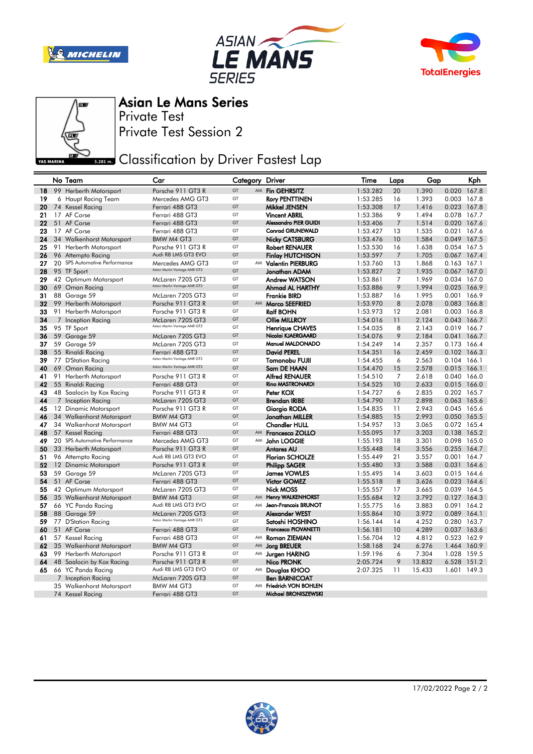# Asian Le Mans Series

Private Test

Private Test Session 2

## Classification by Driver Fastest Lap

| | No | Team | Car | Category | | Driver | Time | Laps | Gap | | Kph |
|---|---|---|---|---|---|---|---|---|---|---|---|
| 18 | 99 | Herberth Motorsport | Porsche 911 GT3 R | GT | AM | Fin GEHRSITZ | 1:53.282 | 20 | 1.390 | 0.020 | 167.8 |
| 19 | 6 | Haupt Racing Team | Mercedes AMG GT3 | GT | | Rory PENTTINEN | 1:53.285 | 16 | 1.393 | 0.003 | 167.8 |
| 20 | 74 | Kessel Racing | Ferrari 488 GT3 | GT | | Mikkel JENSEN | 1:53.308 | 17 | 1.416 | 0.023 | 167.8 |
| 21 | 17 | AF Corse | Ferrari 488 GT3 | GT | | Vincent ABRIL | 1:53.386 | 9 | 1.494 | 0.078 | 167.7 |
| 22 | 51 | AF Corse | Ferrari 488 GT3 | GT | | Alessandro PIER GUIDI | 1:53.406 | 7 | 1.514 | 0.020 | 167.6 |
| 23 | 17 | AF Corse | Ferrari 488 GT3 | GT | | Conrad GRUNEWALD | 1:53.427 | 13 | 1.535 | 0.021 | 167.6 |
| 24 | 34 | Walkenhorst Motorsport | BMW M4 GT3 | GT | | Nicky CATSBURG | 1:53.476 | 10 | 1.584 | 0.049 | 167.5 |
| 25 | 91 | Herberth Motorsport | Porsche 911 GT3 R | GT | | Robert RENAUER | 1:53.530 | 16 | 1.638 | 0.054 | 167.5 |
| 26 | 96 | Attempto Racing | Audi R8 LMS GT3 EVO | GT | | Finlay HUTCHISON | 1:53.597 | 7 | 1.705 | 0.067 | 167.4 |
| 27 | 20 | SPS Automotive Performance | Mercedes AMG GT3 | GT | AM | Valentin PIERBURG | 1:53.760 | 13 | 1.868 | 0.163 | 167.1 |
| 28 | 95 | TF Sport | Aston Martin Vantage AMR GT3 | GT | | Jonathan ADAM | 1:53.827 | 2 | 1.935 | 0.067 | 167.0 |
| 29 | 42 | Optimum Motorsport | McLaren 720S GT3 | GT | | Andrew WATSON | 1:53.861 | 7 | 1.969 | 0.034 | 167.0 |
| 30 | 69 | Oman Racing | Aston Martin Vantage AMR GT3 | GT | | Ahmad AL HARTHY | 1:53.886 | 9 | 1.994 | 0.025 | 166.9 |
| 31 | 88 | Garage 59 | McLaren 720S GT3 | GT | | Frankie BIRD | 1:53.887 | 16 | 1.995 | 0.001 | 166.9 |
| 32 | 99 | Herberth Motorsport | Porsche 911 GT3 R | GT | AM | Marco SEEFRIED | 1:53.970 | 8 | 2.078 | 0.083 | 166.8 |
| 33 | 91 | Herberth Motorsport | Porsche 911 GT3 R | GT | | Ralf BOHN | 1:53.973 | 12 | 2.081 | 0.003 | 166.8 |
| 34 | 7 | Inception Racing | McLaren 720S GT3 | GT | | Ollie MILLROY | 1:54.016 | 11 | 2.124 | 0.043 | 166.7 |
| 35 | 95 | TF Sport | Aston Martin Vantage AMR GT3 | GT | | Henrique CHAVES | 1:54.035 | 8 | 2.143 | 0.019 | 166.7 |
| 36 | 59 | Garage 59 | McLaren 720S GT3 | GT | | Nicolai KJAERGAARD | 1:54.076 | 9 | 2.184 | 0.041 | 166.7 |
| 37 | 59 | Garage 59 | McLaren 720S GT3 | GT | | Manuel MALDONADO | 1:54.249 | 14 | 2.357 | 0.173 | 166.4 |
| 38 | 55 | Rinaldi Racing | Ferrari 488 GT3 | GT | | David PEREL | 1:54.351 | 16 | 2.459 | 0.102 | 166.3 |
| 39 | 77 | D'Station Racing | Aston Martin Vantage AMR GT3 | GT | | Tomonobu FUJII | 1:54.455 | 6 | 2.563 | 0.104 | 166.1 |
| 40 | 69 | Oman Racing | Aston Martin Vantage AMR GT3 | GT | | Sam DE HAAN | 1:54.470 | 15 | 2.578 | 0.015 | 166.1 |
| 41 | 91 | Herberth Motorsport | Porsche 911 GT3 R | GT | | Alfred RENAUER | 1:54.510 | 7 | 2.618 | 0.040 | 166.0 |
| 42 | 55 | Rinaldi Racing | Ferrari 488 GT3 | GT | | Rino MASTRONARDI | 1:54.525 | 10 | 2.633 | 0.015 | 166.0 |
| 43 | 48 | Saalocin by Kox Racing | Porsche 911 GT3 R | GT | | Peter KOX | 1:54.727 | 6 | 2.835 | 0.202 | 165.7 |
| 44 | 7 | Inception Racing | McLaren 720S GT3 | GT | | Brendan IRIBE | 1:54.790 | 17 | 2.898 | 0.063 | 165.6 |
| 45 | 12 | Dinamic Motorsport | Porsche 911 GT3 R | GT | | Giorgio RODA | 1:54.835 | 11 | 2.943 | 0.045 | 165.6 |
| 46 | 34 | Walkenhorst Motorsport | BMW M4 GT3 | GT | | Jonathan MILLER | 1:54.885 | 15 | 2.993 | 0.050 | 165.5 |
| 47 | 34 | Walkenhorst Motorsport | BMW M4 GT3 | GT | | Chandler HULL | 1:54.957 | 13 | 3.065 | 0.072 | 165.4 |
| 48 | 57 | Kessel Racing | Ferrari 488 GT3 | GT | AM | Francesco ZOLLO | 1:55.095 | 17 | 3.203 | 0.138 | 165.2 |
| 49 | 20 | SPS Automotive Performance | Mercedes AMG GT3 | GT | AM | John LOGGIE | 1:55.193 | 18 | 3.301 | 0.098 | 165.0 |
| 50 | 33 | Herberth Motorsport | Porsche 911 GT3 R | GT | | Antares AU | 1:55.448 | 14 | 3.556 | 0.255 | 164.7 |
| 51 | 96 | Attempto Racing | Audi R8 LMS GT3 EVO | GT | | Florian SCHOLZE | 1:55.449 | 21 | 3.557 | 0.001 | 164.7 |
| 52 | 12 | Dinamic Motorsport | Porsche 911 GT3 R | GT | | Philipp SAGER | 1:55.480 | 13 | 3.588 | 0.031 | 164.6 |
| 53 | 59 | Garage 59 | McLaren 720S GT3 | GT | | James VOWLES | 1:55.495 | 14 | 3.603 | 0.015 | 164.6 |
| 54 | 51 | AF Corse | Ferrari 488 GT3 | GT | | Victor GOMEZ | 1:55.518 | 8 | 3.626 | 0.023 | 164.6 |
| 55 | 42 | Optimum Motorsport | McLaren 720S GT3 | GT | | Nick MOSS | 1:55.557 | 17 | 3.665 | 0.039 | 164.5 |
| 56 | 35 | Walkenhorst Motorsport | BMW M4 GT3 | GT | AM | Henry WALKENHORST | 1:55.684 | 12 | 3.792 | 0.127 | 164.3 |
| 57 | 66 | YC Panda Racing | Audi R8 LMS GT3 EVO | GT | AM | Jean-Francois BRUNOT | 1:55.775 | 16 | 3.883 | 0.091 | 164.2 |
| 58 | 88 | Garage 59 | McLaren 720S GT3 | GT | | Alexander WEST | 1:55.864 | 10 | 3.972 | 0.089 | 164.1 |
| 59 | 77 | D'Station Racing | Aston Martin Vantage AMR GT3 | GT | | Satoshi HOSHINO | 1:56.144 | 14 | 4.252 | 0.280 | 163.7 |
| 60 | 51 | AF Corse | Ferrari 488 GT3 | GT | | Francesco PIOVANETTI | 1:56.181 | 10 | 4.289 | 0.037 | 163.6 |
| 61 | 57 | Kessel Racing | Ferrari 488 GT3 | GT | AM | Roman ZIEMIAN | 1:56.704 | 12 | 4.812 | 0.523 | 162.9 |
| 62 | 35 | Walkenhorst Motorsport | BMW M4 GT3 | GT | AM | Jorg BREUER | 1:58.168 | 24 | 6.276 | 1.464 | 160.9 |
| 63 | 99 | Herberth Motorsport | Porsche 911 GT3 R | GT | AM | Jurgen HARING | 1:59.196 | 6 | 7.304 | 1.028 | 159.5 |
| 64 | 48 | Saalocin by Kox Racing | Porsche 911 GT3 R | GT | | Nico PRONK | 2:05.724 | 9 | 13.832 | 6.528 | 151.2 |
| 65 | 66 | YC Panda Racing | Audi R8 LMS GT3 EVO | GT | AM | Douglas KHOO | 2:07.325 | 11 | 15.433 | 1.601 | 149.3 |
| | 7 | Inception Racing | McLaren 720S GT3 | GT | | Ben BARNICOAT | | | | | |
| | 35 | Walkenhorst Motorsport | BMW M4 GT3 | GT | AM | Friedrich VON BOHLEN | | | | | |
| | 74 | Kessel Racing | Ferrari 488 GT3 | GT | | Michael BRONISZEWSKI | | | | | |

17/02/2022